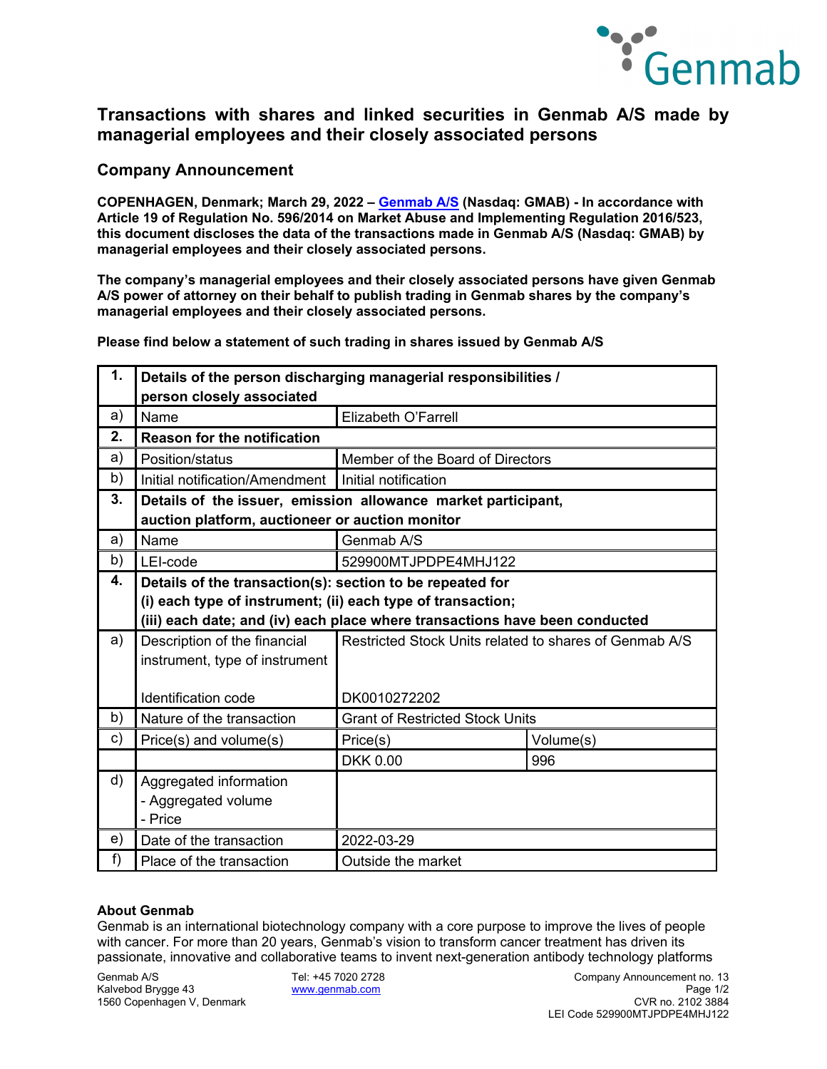# Transactions with shares and linked securities in Genmab A/S made by managerial employees and their closely associated persons

## Company Announcement

**COPENHAGEN, Denmark; March 29, 2022 – Genmab A/S (Nasdaq: GMAB) - In accordance with Article 19 of Regulation No. 596/2014 on Market Abuse and Implementing Regulation 2016/523, this document discloses the data of the transactions made in Genmab A/S (Nasdaq: GMAB) by managerial employees and their closely associated persons.**

**The company's managerial employees and their closely associated persons have given Genmab A/S power of attorney on their behalf to publish trading in Genmab shares by the company's managerial employees and their closely associated persons.**

**Please find below a statement of such trading in shares issued by Genmab A/S**

| | | | |
|---|---|---|---|
| **1.** | **Details of the person discharging managerial responsibilities / person closely associated** | | |
| a) | Name | Elizabeth O'Farrell | |
| **2.** | **Reason for the notification** | | |
| a) | Position/status | Member of the Board of Directors | |
| b) | Initial notification/Amendment | Initial notification | |
| **3.** | **Details of the issuer, emission allowance market participant, auction platform, auctioneer or auction monitor** | | |
| a) | Name | Genmab A/S | |
| b) | LEI-code | 529900MTJPDPE4MHJ122 | |
| **4.** | **Details of the transaction(s): section to be repeated for (i) each type of instrument; (ii) each type of transaction; (iii) each date; and (iv) each place where transactions have been conducted** | | |
| a) | Description of the financial instrument, type of instrument<br><br>Identification code | Restricted Stock Units related to shares of Genmab A/S<br><br>DK0010272202 | |
| b) | Nature of the transaction | Grant of Restricted Stock Units | |
| c) | Price(s) and volume(s) | Price(s) | Volume(s) |
| | | DKK 0.00 | 996 |
| d) | Aggregated information<br>- Aggregated volume<br>- Price | | |
| e) | Date of the transaction | 2022-03-29 | |
| f) | Place of the transaction | Outside the market | |

**About Genmab**

Genmab is an international biotechnology company with a core purpose to improve the lives of people with cancer. For more than 20 years, Genmab's vision to transform cancer treatment has driven its passionate, innovative and collaborative teams to invent next-generation antibody technology platforms

Genmab A/S
Kalvebod Brygge 43
1560 Copenhagen V, Denmark

Tel: +45 7020 2728
www.genmab.com

Company Announcement no. 13
CVR no. 2102 3884
LEI Code 529900MTJPDPE4MHJ122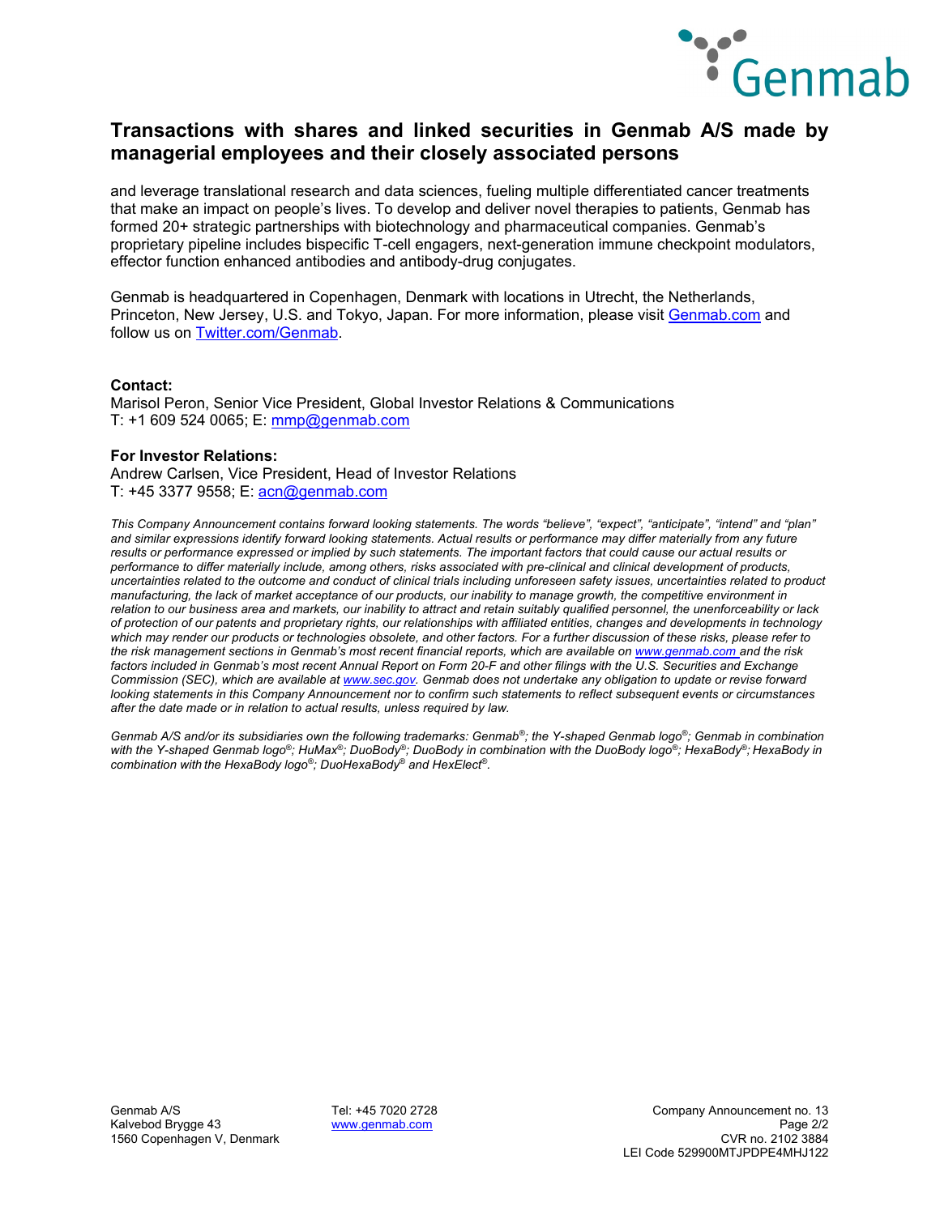## Transactions with shares and linked securities in Genmab A/S made by managerial employees and their closely associated persons

and leverage translational research and data sciences, fueling multiple differentiated cancer treatments that make an impact on people's lives. To develop and deliver novel therapies to patients, Genmab has formed 20+ strategic partnerships with biotechnology and pharmaceutical companies. Genmab's proprietary pipeline includes bispecific T-cell engagers, next-generation immune checkpoint modulators, effector function enhanced antibodies and antibody-drug conjugates.

Genmab is headquartered in Copenhagen, Denmark with locations in Utrecht, the Netherlands, Princeton, New Jersey, U.S. and Tokyo, Japan. For more information, please visit Genmab.com and follow us on Twitter.com/Genmab.

**Contact:**
Marisol Peron, Senior Vice President, Global Investor Relations & Communications
T: +1 609 524 0065; E: mmp@genmab.com

**For Investor Relations:**
Andrew Carlsen, Vice President, Head of Investor Relations
T: +45 3377 9558; E: acn@genmab.com

*This Company Announcement contains forward looking statements. The words "believe", "expect", "anticipate", "intend" and "plan" and similar expressions identify forward looking statements. Actual results or performance may differ materially from any future results or performance expressed or implied by such statements. The important factors that could cause our actual results or performance to differ materially include, among others, risks associated with pre-clinical and clinical development of products, uncertainties related to the outcome and conduct of clinical trials including unforeseen safety issues, uncertainties related to product manufacturing, the lack of market acceptance of our products, our inability to manage growth, the competitive environment in relation to our business area and markets, our inability to attract and retain suitably qualified personnel, the unenforceability or lack of protection of our patents and proprietary rights, our relationships with affiliated entities, changes and developments in technology which may render our products or technologies obsolete, and other factors. For a further discussion of these risks, please refer to the risk management sections in Genmab's most recent financial reports, which are available on www.genmab.com and the risk factors included in Genmab's most recent Annual Report on Form 20-F and other filings with the U.S. Securities and Exchange Commission (SEC), which are available at www.sec.gov. Genmab does not undertake any obligation to update or revise forward looking statements in this Company Announcement nor to confirm such statements to reflect subsequent events or circumstances after the date made or in relation to actual results, unless required by law.*

*Genmab A/S and/or its subsidiaries own the following trademarks: Genmab®; the Y-shaped Genmab logo®; Genmab in combination with the Y-shaped Genmab logo®; HuMax®; DuoBody®; DuoBody in combination with the DuoBody logo®; HexaBody®; HexaBody in combination with the HexaBody logo®; DuoHexaBody® and HexElect®.*

Genmab A/S
Kalvebod Brygge 43
1560 Copenhagen V, Denmark

Tel: +45 7020 2728
www.genmab.com

Company Announcement no. 13
CVR no. 2102 3884
LEI Code 529900MTJPDPE4MHJ122